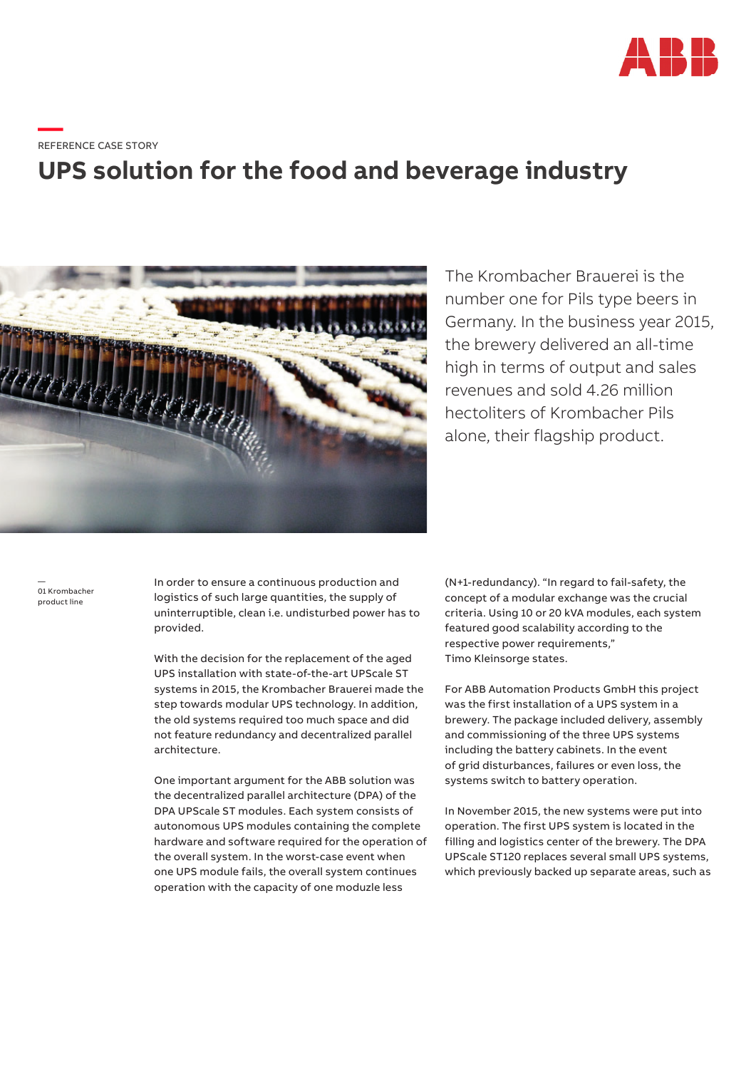REFERENCE CASE STORY

# UPS solution for the food and beverage industry

The Krombacher Brauerei is the number one for Pils type beers in Germany. In the business year 2015, the brewery delivered an all-time high in terms of output and sales revenues and sold 4.26 million hectoliters of Krombacher Pils alone, their flagship product.

01 Krombacher product line

In order to ensure a continuous production and logistics of such large quantities, the supply of uninterruptible, clean i.e. undisturbed power has to provided.

With the decision for the replacement of the aged UPS installation with state-of-the-art UPScale ST systems in 2015, the Krombacher Brauerei made the step towards modular UPS technology. In addition, the old systems required too much space and did not feature redundancy and decentralized parallel architecture.

One important argument for the ABB solution was the decentralized parallel architecture (DPA) of the DPA UPScale ST modules. Each system consists of autonomous UPS modules containing the complete hardware and software required for the operation of the overall system. In the worst-case event when one UPS module fails, the overall system continues operation with the capacity of one moduzle less (N+1-redundancy). “In regard to fail-safety, the concept of a modular exchange was the crucial criteria. Using 10 or 20 kVA modules, each system featured good scalability according to the respective power requirements,” Timo Kleinsorge states.

For ABB Automation Products GmbH this project was the first installation of a UPS system in a brewery. The package included delivery, assembly and commissioning of the three UPS systems including the battery cabinets. In the event of grid disturbances, failures or even loss, the systems switch to battery operation.

In November 2015, the new systems were put into operation. The first UPS system is located in the filling and logistics center of the brewery. The DPA UPScale ST120 replaces several small UPS systems, which previously backed up separate areas, such as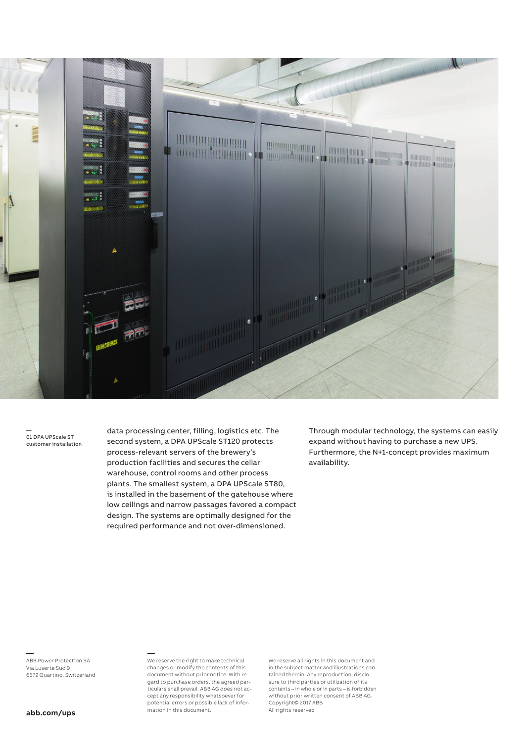—
01 DPA UPScale ST customer installation

data processing center, filling, logistics etc. The second system, a DPA UPScale ST120 protects process-relevant servers of the brewery's production facilities and secures the cellar warehouse, control rooms and other process plants. The smallest system, a DPA UPScale ST80, is installed in the basement of the gatehouse where low ceilings and narrow passages favored a compact design. The systems are optimally designed for the required performance and not over-dimensioned.

Through modular technology, the systems can easily expand without having to purchase a new UPS. Furthermore, the N+1-concept provides maximum availability.

—
ABB Power Protection SA
Via Luserte Sud 9
6572 Quartino, Switzerland

**abb.com/ups**

—
We reserve the right to make technical changes or modify the contents of this document without prior notice. With regard to purchase orders, the agreed particulars shall prevail. ABB AG does not accept any responsibility whatsoever for potential errors or possible lack of information in this document.

We reserve all rights in this document and in the subject matter and illustrations contained therein. Any reproduction, disclosure to third parties or utilization of its contents – in whole or in parts – is forbidden without prior written consent of ABB AG.
Copyright© 2017 ABB
All rights reserved